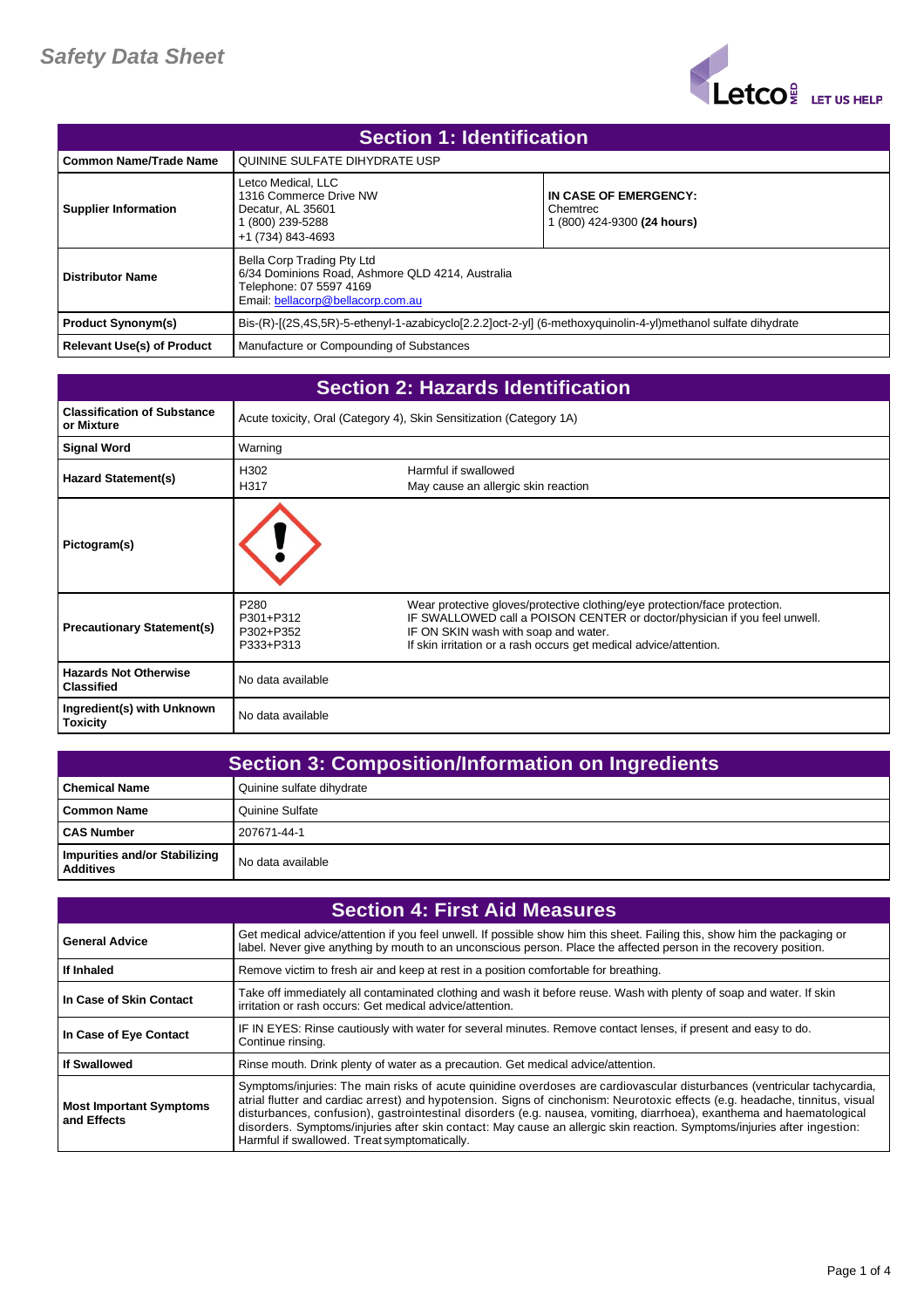# Safety Data Sheet

## Section 1: Identification

| | | |
|---|---|---|
| **Common Name/Trade Name** | QUININE SULFATE DIHYDRATE USP | |
| **Supplier Information** | Letco Medical, LLC<br>1316 Commerce Drive NW<br>Decatur, AL 35601<br>1 (800) 239-5288<br>+1 (734) 843-4693 | **IN CASE OF EMERGENCY:**<br>Chemtrec<br>1 (800) 424-9300 **(24 hours)** |
| **Distributor Name** | Bella Corp Trading Pty Ltd<br>6/34 Dominions Road, Ashmore QLD 4214, Australia<br>Telephone: 07 5597 4169<br>Email: bellacorp@bellacorp.com.au | |
| **Product Synonym(s)** | Bis-(R)-[(2S,4S,5R)-5-ethenyl-1-azabicyclo[2.2.2]oct-2-yl] (6-methoxyquinolin-4-yl)methanol sulfate dihydrate | |
| **Relevant Use(s) of Product** | Manufacture or Compounding of Substances | |

## Section 2: Hazards Identification

| | | |
|---|---|---|
| **Classification of Substance or Mixture** | Acute toxicity, Oral (Category 4), Skin Sensitization (Category 1A) | |
| **Signal Word** | Warning | |
| **Hazard Statement(s)** | H302<br>H317 | Harmful if swallowed<br>May cause an allergic skin reaction |
| **Pictogram(s)** | | |
| **Precautionary Statement(s)** | P280<br>P301+P312<br>P302+P352<br>P333+P313 | Wear protective gloves/protective clothing/eye protection/face protection.<br>IF SWALLOWED call a POISON CENTER or doctor/physician if you feel unwell.<br>IF ON SKIN wash with soap and water.<br>If skin irritation or a rash occurs get medical advice/attention. |
| **Hazards Not Otherwise Classified** | No data available | |
| **Ingredient(s) with Unknown Toxicity** | No data available | |

## Section 3: Composition/Information on Ingredients

| | |
|---|---|
| **Chemical Name** | Quinine sulfate dihydrate |
| **Common Name** | Quinine Sulfate |
| **CAS Number** | 207671-44-1 |
| **Impurities and/or Stabilizing Additives** | No data available |

## Section 4: First Aid Measures

| | |
|---|---|
| **General Advice** | Get medical advice/attention if you feel unwell. If possible show him this sheet. Failing this, show him the packaging or label. Never give anything by mouth to an unconscious person. Place the affected person in the recovery position. |
| **If Inhaled** | Remove victim to fresh air and keep at rest in a position comfortable for breathing. |
| **In Case of Skin Contact** | Take off immediately all contaminated clothing and wash it before reuse. Wash with plenty of soap and water. If skin irritation or rash occurs: Get medical advice/attention. |
| **In Case of Eye Contact** | IF IN EYES: Rinse cautiously with water for several minutes. Remove contact lenses, if present and easy to do. Continue rinsing. |
| **If Swallowed** | Rinse mouth. Drink plenty of water as a precaution. Get medical advice/attention. |
| **Most Important Symptoms and Effects** | Symptoms/injuries: The main risks of acute quinidine overdoses are cardiovascular disturbances (ventricular tachycardia, atrial flutter and cardiac arrest) and hypotension. Signs of cinchonism: Neurotoxic effects (e.g. headache, tinnitus, visual disturbances, confusion), gastrointestinal disorders (e.g. nausea, vomiting, diarrhoea), exanthema and haematological disorders. Symptoms/injuries after skin contact: May cause an allergic skin reaction. Symptoms/injuries after ingestion: Harmful if swallowed. Treat symptomatically. |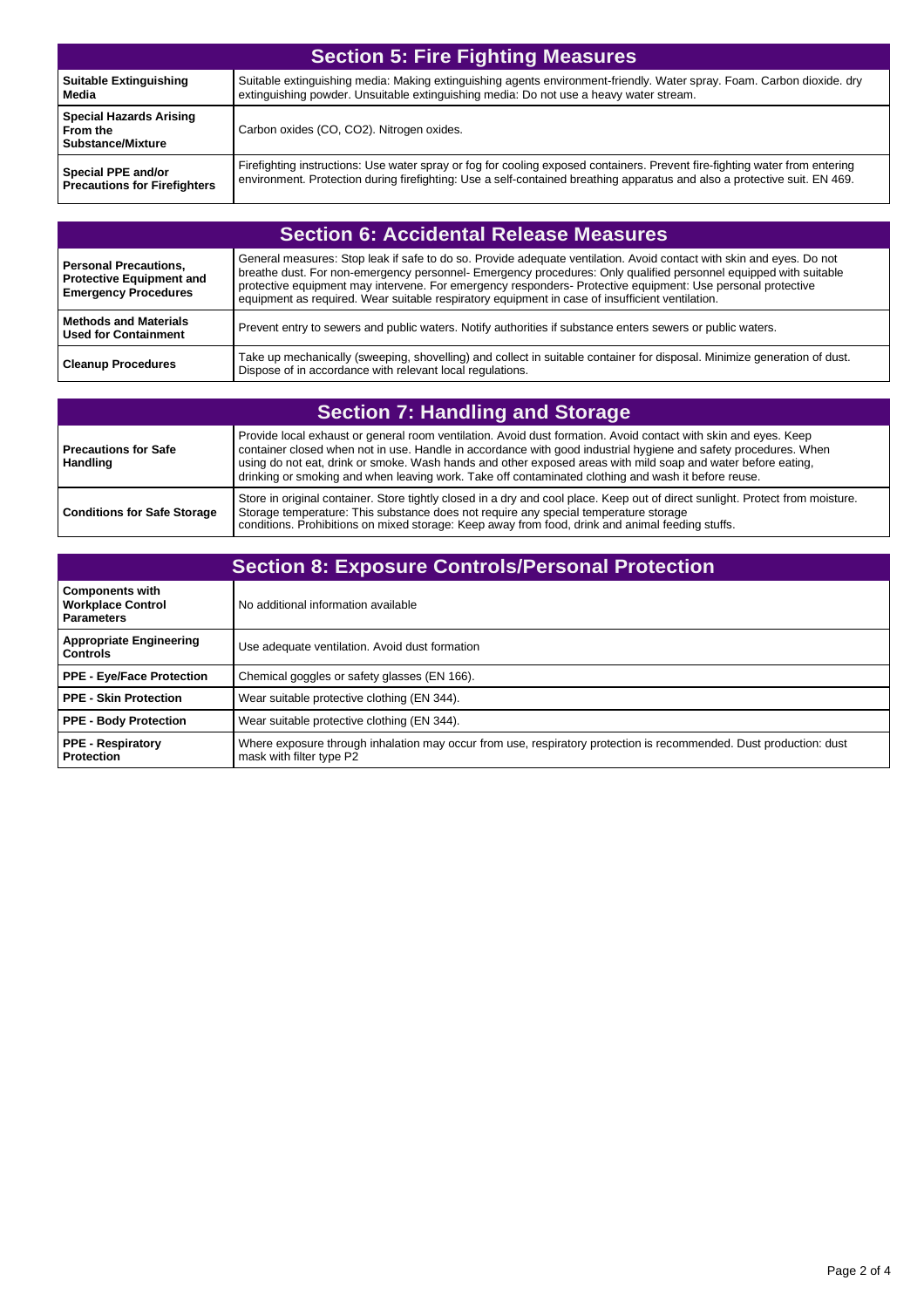## Section 5: Fire Fighting Measures

| | |
|---|---|
| **Suitable Extinguishing Media** | Suitable extinguishing media: Making extinguishing agents environment-friendly. Water spray. Foam. Carbon dioxide. dry extinguishing powder. Unsuitable extinguishing media: Do not use a heavy water stream. |
| **Special Hazards Arising From the Substance/Mixture** | Carbon oxides (CO, $CO_2$). Nitrogen oxides. |
| **Special PPE and/or Precautions for Firefighters** | Firefighting instructions: Use water spray or fog for cooling exposed containers. Prevent fire-fighting water from entering environment. Protection during firefighting: Use a self-contained breathing apparatus and also a protective suit. EN 469. |

## Section 6: Accidental Release Measures

| | |
|---|---|
| **Personal Precautions, Protective Equipment and Emergency Procedures** | General measures: Stop leak if safe to do so. Provide adequate ventilation. Avoid contact with skin and eyes. Do not breathe dust. For non-emergency personnel- Emergency procedures: Only qualified personnel equipped with suitable protective equipment may intervene. For emergency responders- Protective equipment: Use personal protective equipment as required. Wear suitable respiratory equipment in case of insufficient ventilation. |
| **Methods and Materials Used for Containment** | Prevent entry to sewers and public waters. Notify authorities if substance enters sewers or public waters. |
| **Cleanup Procedures** | Take up mechanically (sweeping, shovelling) and collect in suitable container for disposal. Minimize generation of dust. Dispose of in accordance with relevant local regulations. |

## Section 7: Handling and Storage

| | |
|---|---|
| **Precautions for Safe Handling** | Provide local exhaust or general room ventilation. Avoid dust formation. Avoid contact with skin and eyes. Keep container closed when not in use. Handle in accordance with good industrial hygiene and safety procedures. When using do not eat, drink or smoke. Wash hands and other exposed areas with mild soap and water before eating, drinking or smoking and when leaving work. Take off contaminated clothing and wash it before reuse. |
| **Conditions for Safe Storage** | Store in original container. Store tightly closed in a dry and cool place. Keep out of direct sunlight. Protect from moisture. Storage temperature: This substance does not require any special temperature storage conditions. Prohibitions on mixed storage: Keep away from food, drink and animal feeding stuffs. |

## Section 8: Exposure Controls/Personal Protection

| | |
|---|---|
| **Components with Workplace Control Parameters** | No additional information available |
| **Appropriate Engineering Controls** | Use adequate ventilation. Avoid dust formation |
| **PPE - Eye/Face Protection** | Chemical goggles or safety glasses (EN 166). |
| **PPE - Skin Protection** | Wear suitable protective clothing (EN 344). |
| **PPE - Body Protection** | Wear suitable protective clothing (EN 344). |
| **PPE - Respiratory Protection** | Where exposure through inhalation may occur from use, respiratory protection is recommended. Dust production: dust mask with filter type P2 |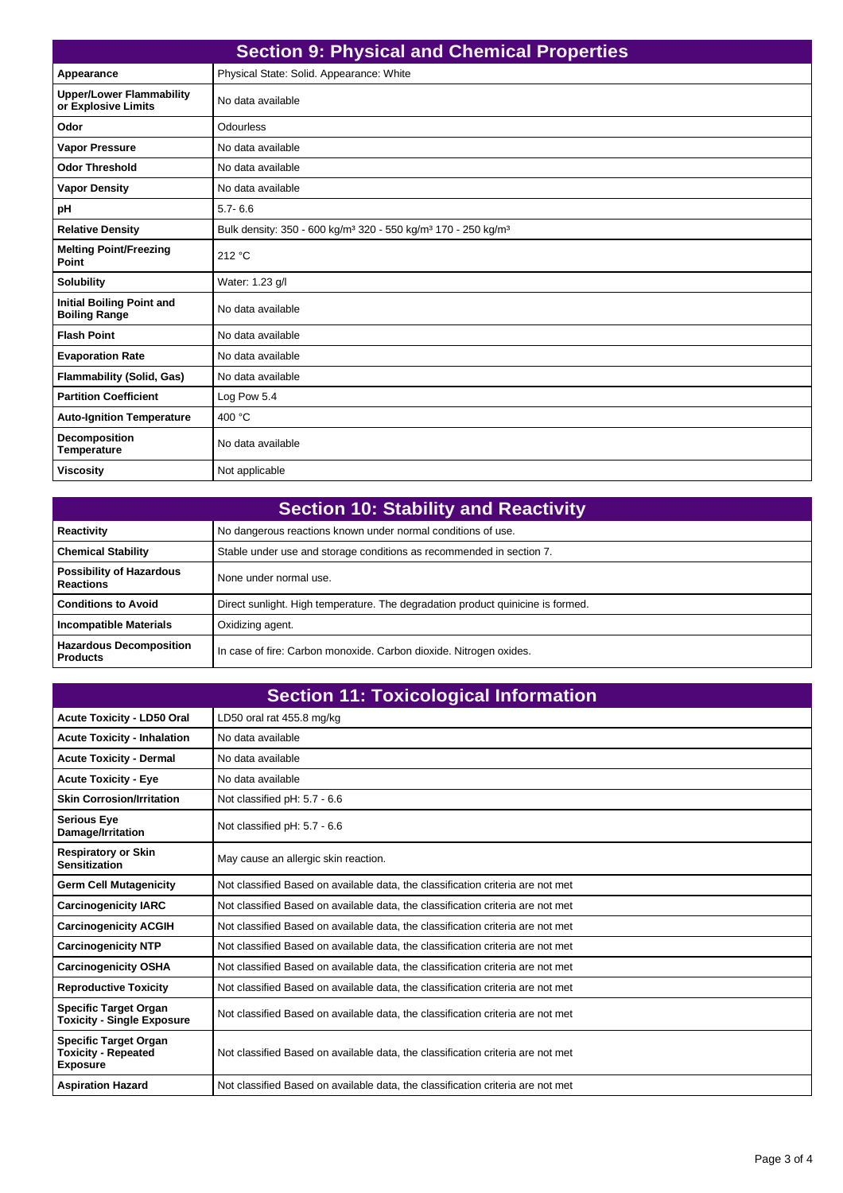## Section 9: Physical and Chemical Properties

| | |
|---|---|
| **Appearance** | Physical State: Solid. Appearance: White |
| **Upper/Lower Flammability or Explosive Limits** | No data available |
| **Odor** | Odourless |
| **Vapor Pressure** | No data available |
| **Odor Threshold** | No data available |
| **Vapor Density** | No data available |
| **pH** | 5.7- 6.6 |
| **Relative Density** | Bulk density: 350 - 600 kg/m³ 320 - 550 kg/m³ 170 - 250 kg/m³ |
| **Melting Point/Freezing Point** | 212 °C |
| **Solubility** | Water: 1.23 g/l |
| **Initial Boiling Point and Boiling Range** | No data available |
| **Flash Point** | No data available |
| **Evaporation Rate** | No data available |
| **Flammability (Solid, Gas)** | No data available |
| **Partition Coefficient** | Log Pow 5.4 |
| **Auto-Ignition Temperature** | 400 °C |
| **Decomposition Temperature** | No data available |
| **Viscosity** | Not applicable |

## Section 10: Stability and Reactivity

| | |
|---|---|
| **Reactivity** | No dangerous reactions known under normal conditions of use. |
| **Chemical Stability** | Stable under use and storage conditions as recommended in section 7. |
| **Possibility of Hazardous Reactions** | None under normal use. |
| **Conditions to Avoid** | Direct sunlight. High temperature. The degradation product quinicine is formed. |
| **Incompatible Materials** | Oxidizing agent. |
| **Hazardous Decomposition Products** | In case of fire: Carbon monoxide. Carbon dioxide. Nitrogen oxides. |

## Section 11: Toxicological Information

| | |
|---|---|
| **Acute Toxicity - LD50 Oral** | LD50 oral rat 455.8 mg/kg |
| **Acute Toxicity - Inhalation** | No data available |
| **Acute Toxicity - Dermal** | No data available |
| **Acute Toxicity - Eye** | No data available |
| **Skin Corrosion/Irritation** | Not classified pH: 5.7 - 6.6 |
| **Serious Eye Damage/Irritation** | Not classified pH: 5.7 - 6.6 |
| **Respiratory or Skin Sensitization** | May cause an allergic skin reaction. |
| **Germ Cell Mutagenicity** | Not classified Based on available data, the classification criteria are not met |
| **Carcinogenicity IARC** | Not classified Based on available data, the classification criteria are not met |
| **Carcinogenicity ACGIH** | Not classified Based on available data, the classification criteria are not met |
| **Carcinogenicity NTP** | Not classified Based on available data, the classification criteria are not met |
| **Carcinogenicity OSHA** | Not classified Based on available data, the classification criteria are not met |
| **Reproductive Toxicity** | Not classified Based on available data, the classification criteria are not met |
| **Specific Target Organ Toxicity - Single Exposure** | Not classified Based on available data, the classification criteria are not met |
| **Specific Target Organ Toxicity - Repeated Exposure** | Not classified Based on available data, the classification criteria are not met |
| **Aspiration Hazard** | Not classified Based on available data, the classification criteria are not met |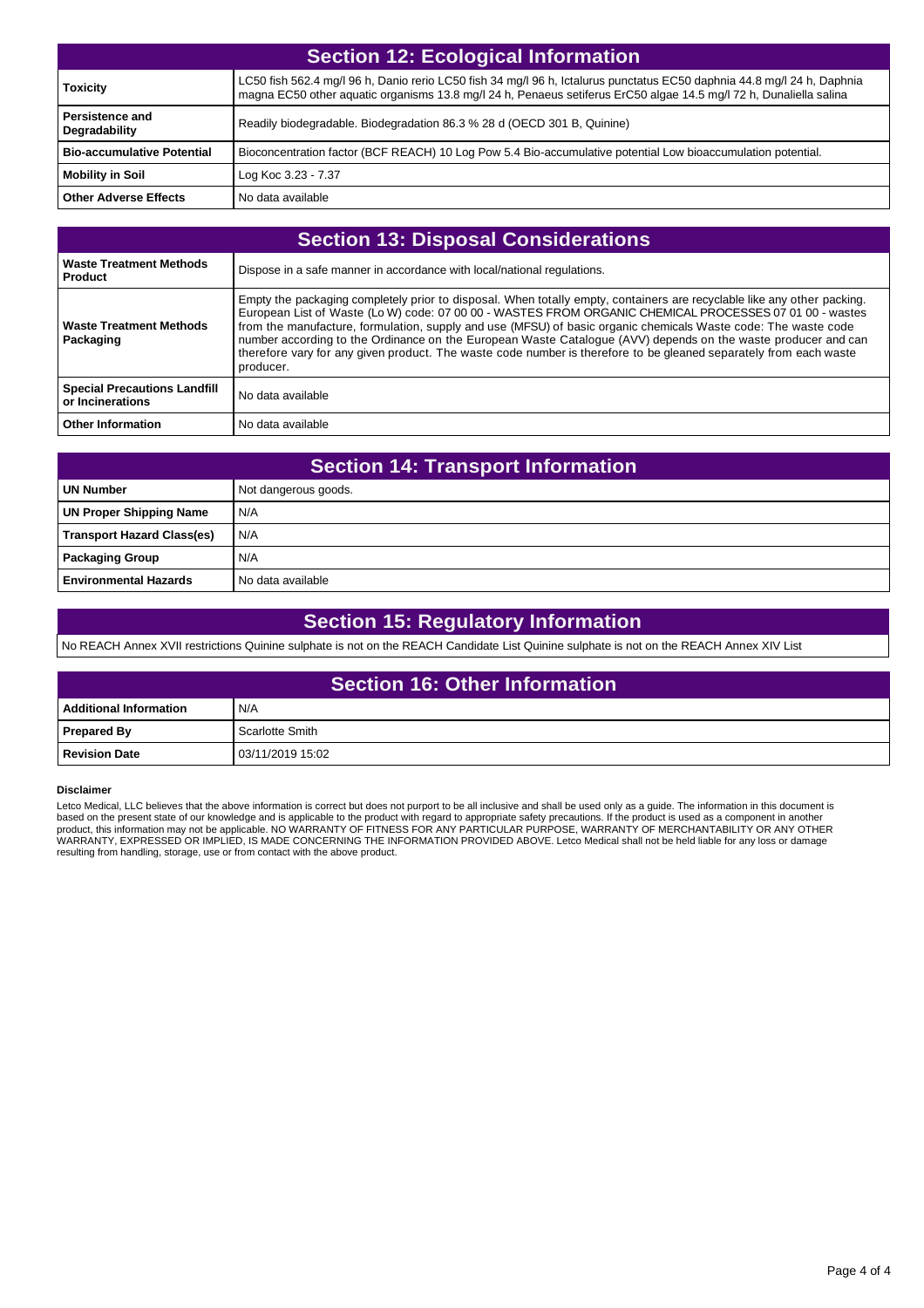## Section 12: Ecological Information

| | |
|---|---|
| **Toxicity** | LC50 fish 562.4 mg/l 96 h, Danio rerio LC50 fish 34 mg/l 96 h, Ictalurus punctatus EC50 daphnia 44.8 mg/l 24 h, Daphnia magna EC50 other aquatic organisms 13.8 mg/l 24 h, Penaeus setiferus ErC50 algae 14.5 mg/l 72 h, Dunaliella salina |
| **Persistence and Degradability** | Readily biodegradable. Biodegradation 86.3 % 28 d (OECD 301 B, Quinine) |
| **Bio-accumulative Potential** | Bioconcentration factor (BCF REACH) 10 Log Pow 5.4 Bio-accumulative potential Low bioaccumulation potential. |
| **Mobility in Soil** | Log Koc 3.23 - 7.37 |
| **Other Adverse Effects** | No data available |

## Section 13: Disposal Considerations

| | |
|---|---|
| **Waste Treatment Methods Product** | Dispose in a safe manner in accordance with local/national regulations. |
| **Waste Treatment Methods Packaging** | Empty the packaging completely prior to disposal. When totally empty, containers are recyclable like any other packing. European List of Waste (Lo W) code: 07 00 00 - WASTES FROM ORGANIC CHEMICAL PROCESSES 07 01 00 - wastes from the manufacture, formulation, supply and use (MFSU) of basic organic chemicals Waste code: The waste code number according to the Ordinance on the European Waste Catalogue (AVV) depends on the waste producer and can therefore vary for any given product. The waste code number is therefore to be gleaned separately from each waste producer. |
| **Special Precautions Landfill or Incinerations** | No data available |
| **Other Information** | No data available |

## Section 14: Transport Information

| | |
|---|---|
| **UN Number** | Not dangerous goods. |
| **UN Proper Shipping Name** | N/A |
| **Transport Hazard Class(es)** | N/A |
| **Packaging Group** | N/A |
| **Environmental Hazards** | No data available |

## Section 15: Regulatory Information

No REACH Annex XVII restrictions Quinine sulphate is not on the REACH Candidate List Quinine sulphate is not on the REACH Annex XIV List

## Section 16: Other Information

| | |
|---|---|
| **Additional Information** | N/A |
| **Prepared By** | Scarlotte Smith |
| **Revision Date** | 03/11/2019 15:02 |

**Disclaimer**

Letco Medical, LLC believes that the above information is correct but does not purport to be all inclusive and shall be used only as a guide. The information in this document is based on the present state of our knowledge and is applicable to the product with regard to appropriate safety precautions. If the product is used as a component in another product, this information may not be applicable. NO WARRANTY OF FITNESS FOR ANY PARTICULAR PURPOSE, WARRANTY OF MERCHANTABILITY OR ANY OTHER WARRANTY, EXPRESSED OR IMPLIED, IS MADE CONCERNING THE INFORMATION PROVIDED ABOVE. Letco Medical shall not be held liable for any loss or damage resulting from handling, storage, use or from contact with the above product.